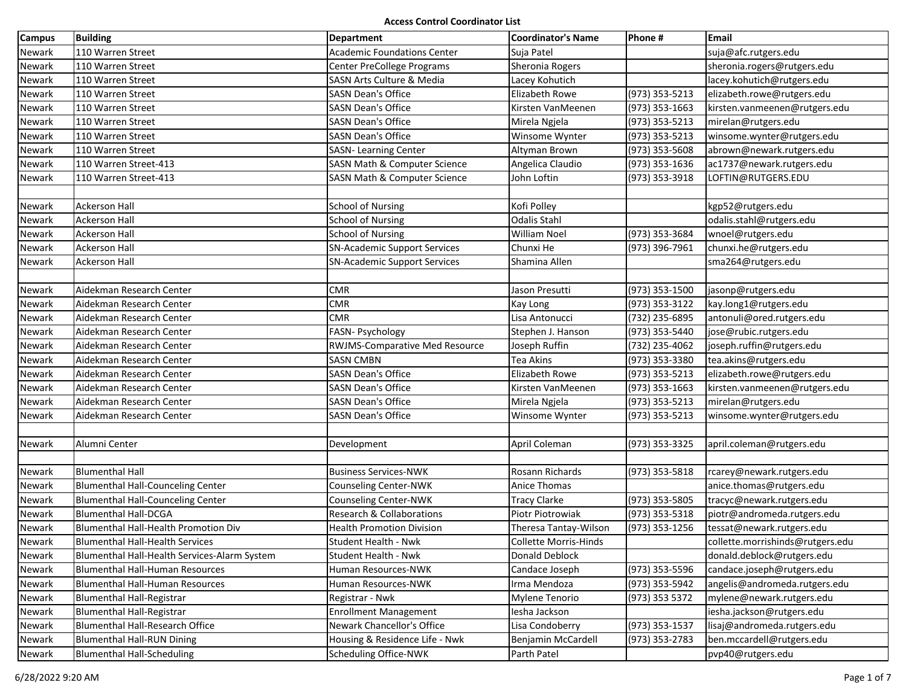# Access Control Coordinator List

| Campus | Building | Department | Coordinator's Name | Phone # | Email |
|---|---|---|---|---|---|
| Newark | 110 Warren Street | Academic Foundations Center | Suja Patel | | suja@afc.rutgers.edu |
| Newark | 110 Warren Street | Center PreCollege Programs | Sheronia Rogers | | sheronia.rogers@rutgers.edu |
| Newark | 110 Warren Street | SASN Arts Culture & Media | Lacey Kohutich | | lacey.kohutich@rutgers.edu |
| Newark | 110 Warren Street | SASN Dean's Office | Elizabeth Rowe | (973) 353-5213 | elizabeth.rowe@rutgers.edu |
| Newark | 110 Warren Street | SASN Dean's Office | Kirsten VanMeenen | (973) 353-1663 | kirsten.vanmeenen@rutgers.edu |
| Newark | 110 Warren Street | SASN Dean's Office | Mirela Ngjela | (973) 353-5213 | mirelan@rutgers.edu |
| Newark | 110 Warren Street | SASN Dean's Office | Winsome Wynter | (973) 353-5213 | winsome.wynter@rutgers.edu |
| Newark | 110 Warren Street | SASN- Learning Center | Altyman Brown | (973) 353-5608 | abrown@newark.rutgers.edu |
| Newark | 110 Warren Street-413 | SASN Math & Computer Science | Angelica Claudio | (973) 353-1636 | ac1737@newark.rutgers.edu |
| Newark | 110 Warren Street-413 | SASN Math & Computer Science | John Loftin | (973) 353-3918 | LOFTIN@RUTGERS.EDU |
| | | | | | |
| Newark | Ackerson Hall | School of Nursing | Kofi Polley | | kgp52@rutgers.edu |
| Newark | Ackerson Hall | School of Nursing | Odalis Stahl | | odalis.stahl@rutgers.edu |
| Newark | Ackerson Hall | School of Nursing | William Noel | (973) 353-3684 | wnoel@rutgers.edu |
| Newark | Ackerson Hall | SN-Academic Support Services | Chunxi He | (973) 396-7961 | chunxi.he@rutgers.edu |
| Newark | Ackerson Hall | SN-Academic Support Services | Shamina Allen | | sma264@rutgers.edu |
| | | | | | |
| Newark | Aidekman Research Center | CMR | Jason Presutti | (973) 353-1500 | jasonp@rutgers.edu |
| Newark | Aidekman Research Center | CMR | Kay Long | (973) 353-3122 | kay.long1@rutgers.edu |
| Newark | Aidekman Research Center | CMR | Lisa Antonucci | (732) 235-6895 | antonuli@ored.rutgers.edu |
| Newark | Aidekman Research Center | FASN- Psychology | Stephen J. Hanson | (973) 353-5440 | jose@rubic.rutgers.edu |
| Newark | Aidekman Research Center | RWJMS-Comparative Med Resource | Joseph Ruffin | (732) 235-4062 | joseph.ruffin@rutgers.edu |
| Newark | Aidekman Research Center | SASN CMBN | Tea Akins | (973) 353-3380 | tea.akins@rutgers.edu |
| Newark | Aidekman Research Center | SASN Dean's Office | Elizabeth Rowe | (973) 353-5213 | elizabeth.rowe@rutgers.edu |
| Newark | Aidekman Research Center | SASN Dean's Office | Kirsten VanMeenen | (973) 353-1663 | kirsten.vanmeenen@rutgers.edu |
| Newark | Aidekman Research Center | SASN Dean's Office | Mirela Ngjela | (973) 353-5213 | mirelan@rutgers.edu |
| Newark | Aidekman Research Center | SASN Dean's Office | Winsome Wynter | (973) 353-5213 | winsome.wynter@rutgers.edu |
| | | | | | |
| Newark | Alumni Center | Development | April Coleman | (973) 353-3325 | april.coleman@rutgers.edu |
| | | | | | |
| Newark | Blumenthal Hall | Business Services-NWK | Rosann Richards | (973) 353-5818 | rcarey@newark.rutgers.edu |
| Newark | Blumenthal Hall-Counceling Center | Counseling Center-NWK | Anice Thomas | | anice.thomas@rutgers.edu |
| Newark | Blumenthal Hall-Counceling Center | Counseling Center-NWK | Tracy Clarke | (973) 353-5805 | tracyc@newark.rutgers.edu |
| Newark | Blumenthal Hall-DCGA | Research & Collaborations | Piotr Piotrowiak | (973) 353-5318 | piotr@andromeda.rutgers.edu |
| Newark | Blumenthal Hall-Health Promotion Div | Health Promotion Division | Theresa Tantay-Wilson | (973) 353-1256 | tessat@newark.rutgers.edu |
| Newark | Blumenthal Hall-Health Services | Student Health - Nwk | Collette Morris-Hinds | | collette.morrishinds@rutgers.edu |
| Newark | Blumenthal Hall-Health Services-Alarm System | Student Health - Nwk | Donald Deblock | | donald.deblock@rutgers.edu |
| Newark | Blumenthal Hall-Human Resources | Human Resources-NWK | Candace Joseph | (973) 353-5596 | candace.joseph@rutgers.edu |
| Newark | Blumenthal Hall-Human Resources | Human Resources-NWK | Irma Mendoza | (973) 353-5942 | angelis@andromeda.rutgers.edu |
| Newark | Blumenthal Hall-Registrar | Registrar - Nwk | Mylene Tenorio | (973) 353 5372 | mylene@newark.rutgers.edu |
| Newark | Blumenthal Hall-Registrar | Enrollment Management | Iesha Jackson | | iesha.jackson@rutgers.edu |
| Newark | Blumenthal Hall-Research Office | Newark Chancellor's Office | Lisa Condoberry | (973) 353-1537 | lisaj@andromeda.rutgers.edu |
| Newark | Blumenthal Hall-RUN Dining | Housing & Residence Life - Nwk | Benjamin McCardell | (973) 353-2783 | ben.mccardell@rutgers.edu |
| Newark | Blumenthal Hall-Scheduling | Scheduling Office-NWK | Parth Patel | | pvp40@rutgers.edu |

6/28/2022 9:20 AM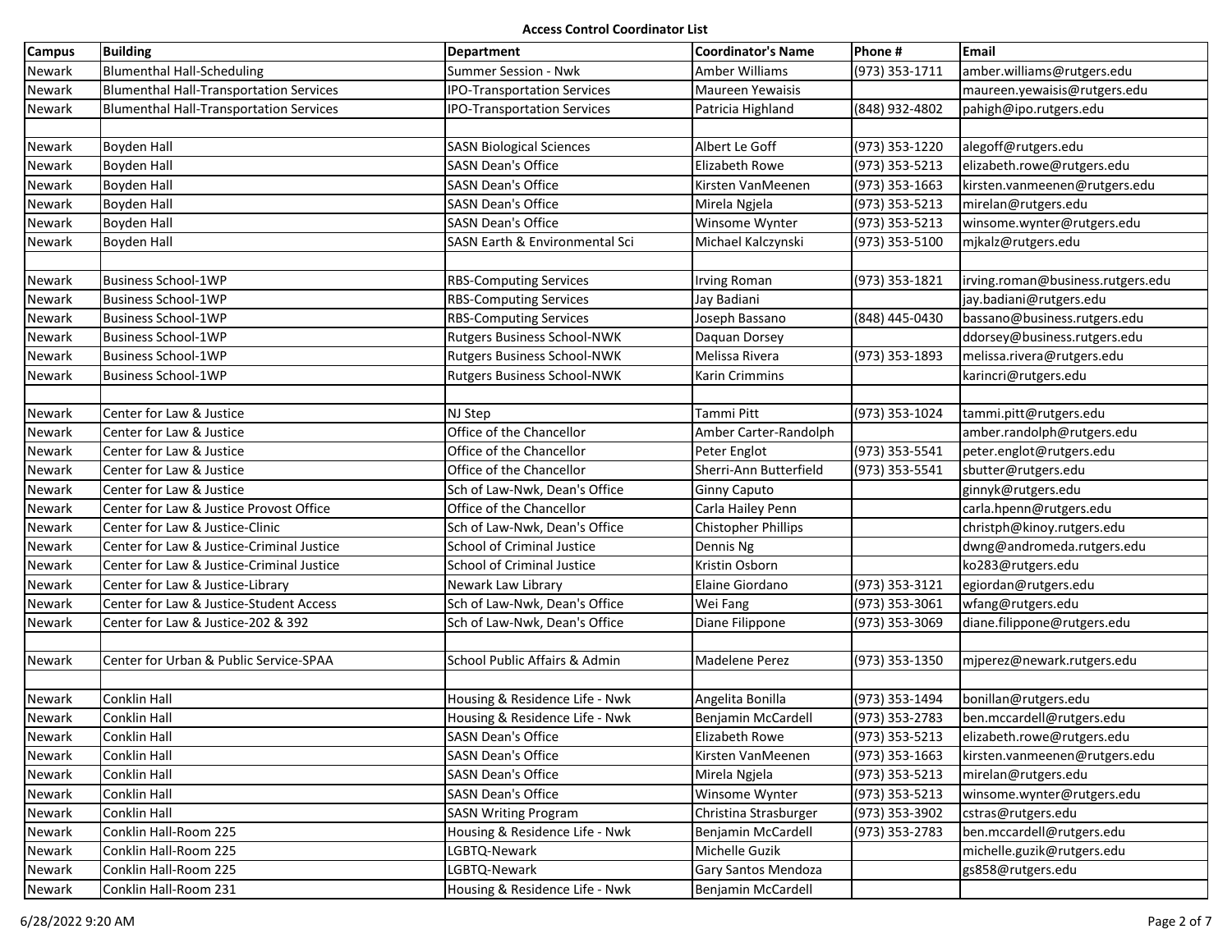**Access Control Coordinator List**

| Campus | Building | Department | Coordinator's Name | Phone # | Email |
|---|---|---|---|---|---|
| Newark | Blumenthal Hall-Scheduling | Summer Session - Nwk | Amber Williams | (973) 353-1711 | amber.williams@rutgers.edu |
| Newark | Blumenthal Hall-Transportation Services | IPO-Transportation Services | Maureen Yewaisis | | maureen.yewaisis@rutgers.edu |
| Newark | Blumenthal Hall-Transportation Services | IPO-Transportation Services | Patricia Highland | (848) 932-4802 | pahigh@ipo.rutgers.edu |
| | | | | | |
| Newark | Boyden Hall | SASN Biological Sciences | Albert Le Goff | (973) 353-1220 | alegoff@rutgers.edu |
| Newark | Boyden Hall | SASN Dean's Office | Elizabeth Rowe | (973) 353-5213 | elizabeth.rowe@rutgers.edu |
| Newark | Boyden Hall | SASN Dean's Office | Kirsten VanMeenen | (973) 353-1663 | kirsten.vanmeenen@rutgers.edu |
| Newark | Boyden Hall | SASN Dean's Office | Mirela Ngjela | (973) 353-5213 | mirelan@rutgers.edu |
| Newark | Boyden Hall | SASN Dean's Office | Winsome Wynter | (973) 353-5213 | winsome.wynter@rutgers.edu |
| Newark | Boyden Hall | SASN Earth & Environmental Sci | Michael Kalczynski | (973) 353-5100 | mjkalz@rutgers.edu |
| | | | | | |
| Newark | Business School-1WP | RBS-Computing Services | Irving Roman | (973) 353-1821 | irving.roman@business.rutgers.edu |
| Newark | Business School-1WP | RBS-Computing Services | Jay Badiani | | jay.badiani@rutgers.edu |
| Newark | Business School-1WP | RBS-Computing Services | Joseph Bassano | (848) 445-0430 | bassano@business.rutgers.edu |
| Newark | Business School-1WP | Rutgers Business School-NWK | Daquan Dorsey | | ddorsey@business.rutgers.edu |
| Newark | Business School-1WP | Rutgers Business School-NWK | Melissa Rivera | (973) 353-1893 | melissa.rivera@rutgers.edu |
| Newark | Business School-1WP | Rutgers Business School-NWK | Karin Crimmins | | karincri@rutgers.edu |
| | | | | | |
| Newark | Center for Law & Justice | NJ Step | Tammi Pitt | (973) 353-1024 | tammi.pitt@rutgers.edu |
| Newark | Center for Law & Justice | Office of the Chancellor | Amber Carter-Randolph | | amber.randolph@rutgers.edu |
| Newark | Center for Law & Justice | Office of the Chancellor | Peter Englot | (973) 353-5541 | peter.englot@rutgers.edu |
| Newark | Center for Law & Justice | Office of the Chancellor | Sherri-Ann Butterfield | (973) 353-5541 | sbutter@rutgers.edu |
| Newark | Center for Law & Justice | Sch of Law-Nwk, Dean's Office | Ginny Caputo | | ginnyk@rutgers.edu |
| Newark | Center for Law & Justice Provost Office | Office of the Chancellor | Carla Hailey Penn | | carla.hpenn@rutgers.edu |
| Newark | Center for Law & Justice-Clinic | Sch of Law-Nwk, Dean's Office | Chistopher Phillips | | christph@kinoy.rutgers.edu |
| Newark | Center for Law & Justice-Criminal Justice | School of Criminal Justice | Dennis Ng | | dwng@andromeda.rutgers.edu |
| Newark | Center for Law & Justice-Criminal Justice | School of Criminal Justice | Kristin Osborn | | ko283@rutgers.edu |
| Newark | Center for Law & Justice-Library | Newark Law Library | Elaine Giordano | (973) 353-3121 | egiordan@rutgers.edu |
| Newark | Center for Law & Justice-Student Access | Sch of Law-Nwk, Dean's Office | Wei Fang | (973) 353-3061 | wfang@rutgers.edu |
| Newark | Center for Law & Justice-202 & 392 | Sch of Law-Nwk, Dean's Office | Diane Filippone | (973) 353-3069 | diane.filippone@rutgers.edu |
| | | | | | |
| Newark | Center for Urban & Public Service-SPAA | School Public Affairs & Admin | Madelene Perez | (973) 353-1350 | mjperez@newark.rutgers.edu |
| | | | | | |
| Newark | Conklin Hall | Housing & Residence Life - Nwk | Angelita Bonilla | (973) 353-1494 | bonillan@rutgers.edu |
| Newark | Conklin Hall | Housing & Residence Life - Nwk | Benjamin McCardell | (973) 353-2783 | ben.mccardell@rutgers.edu |
| Newark | Conklin Hall | SASN Dean's Office | Elizabeth Rowe | (973) 353-5213 | elizabeth.rowe@rutgers.edu |
| Newark | Conklin Hall | SASN Dean's Office | Kirsten VanMeenen | (973) 353-1663 | kirsten.vanmeenen@rutgers.edu |
| Newark | Conklin Hall | SASN Dean's Office | Mirela Ngjela | (973) 353-5213 | mirelan@rutgers.edu |
| Newark | Conklin Hall | SASN Dean's Office | Winsome Wynter | (973) 353-5213 | winsome.wynter@rutgers.edu |
| Newark | Conklin Hall | SASN Writing Program | Christina Strasburger | (973) 353-3902 | cstras@rutgers.edu |
| Newark | Conklin Hall-Room 225 | Housing & Residence Life - Nwk | Benjamin McCardell | (973) 353-2783 | ben.mccardell@rutgers.edu |
| Newark | Conklin Hall-Room 225 | LGBTQ-Newark | Michelle Guzik | | michelle.guzik@rutgers.edu |
| Newark | Conklin Hall-Room 225 | LGBTQ-Newark | Gary Santos Mendoza | | gs858@rutgers.edu |
| Newark | Conklin Hall-Room 231 | Housing & Residence Life - Nwk | Benjamin McCardell | | |

6/28/2022 9:20 AM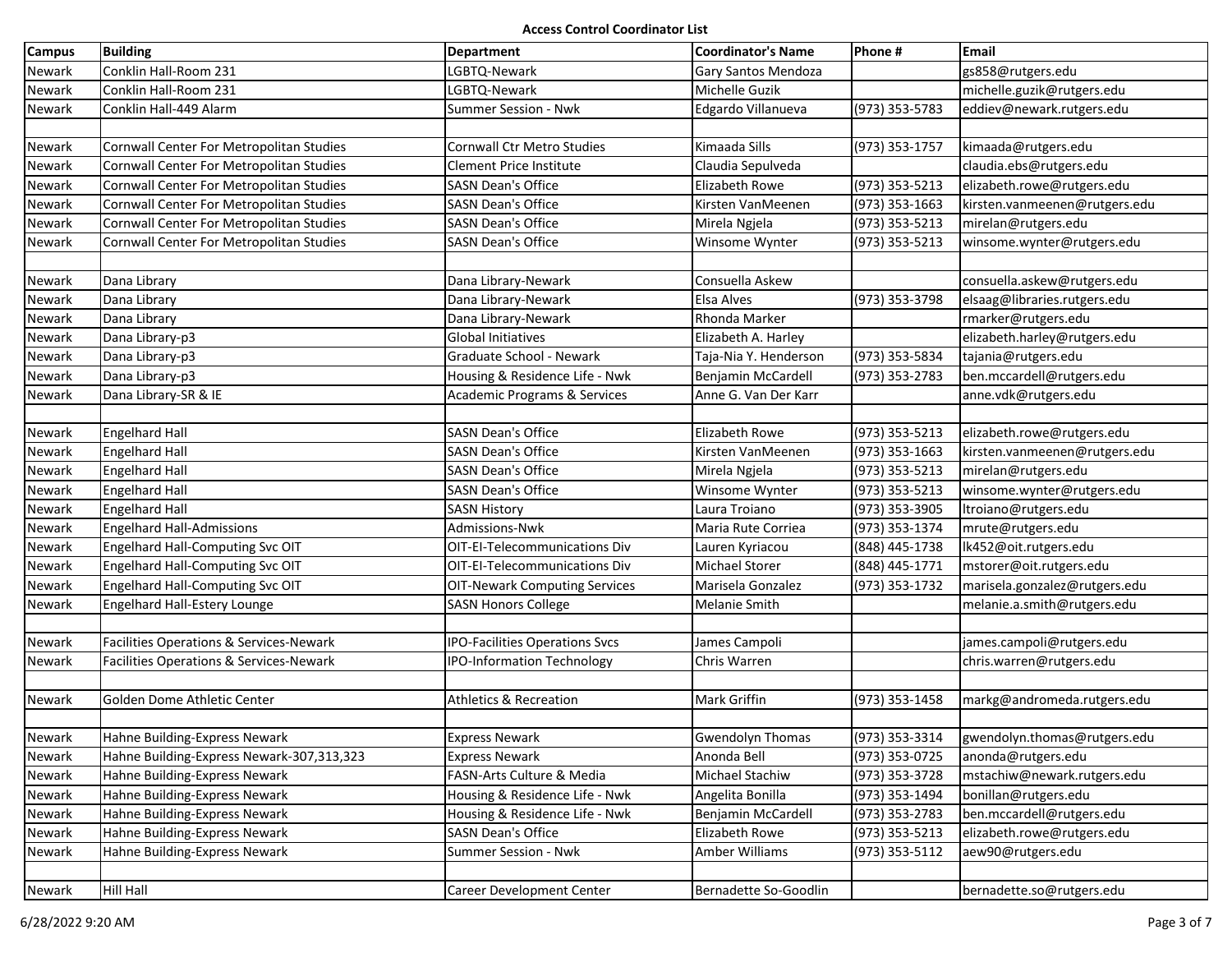**Access Control Coordinator List**

| Campus | Building | Department | Coordinator's Name | Phone # | Email |
|---|---|---|---|---|---|
| Newark | Conklin Hall-Room 231 | LGBTQ-Newark | Gary Santos Mendoza | | gs858@rutgers.edu |
| Newark | Conklin Hall-Room 231 | LGBTQ-Newark | Michelle Guzik | | michelle.guzik@rutgers.edu |
| Newark | Conklin Hall-449 Alarm | Summer Session - Nwk | Edgardo Villanueva | (973) 353-5783 | eddiev@newark.rutgers.edu |
| | | | | | |
| Newark | Cornwall Center For Metropolitan Studies | Cornwall Ctr Metro Studies | Kimaada Sills | (973) 353-1757 | kimaada@rutgers.edu |
| Newark | Cornwall Center For Metropolitan Studies | Clement Price Institute | Claudia Sepulveda | | claudia.ebs@rutgers.edu |
| Newark | Cornwall Center For Metropolitan Studies | SASN Dean's Office | Elizabeth Rowe | (973) 353-5213 | elizabeth.rowe@rutgers.edu |
| Newark | Cornwall Center For Metropolitan Studies | SASN Dean's Office | Kirsten VanMeenen | (973) 353-1663 | kirsten.vanmeenen@rutgers.edu |
| Newark | Cornwall Center For Metropolitan Studies | SASN Dean's Office | Mirela Ngjela | (973) 353-5213 | mirelan@rutgers.edu |
| Newark | Cornwall Center For Metropolitan Studies | SASN Dean's Office | Winsome Wynter | (973) 353-5213 | winsome.wynter@rutgers.edu |
| | | | | | |
| Newark | Dana Library | Dana Library-Newark | Consuella Askew | | consuella.askew@rutgers.edu |
| Newark | Dana Library | Dana Library-Newark | Elsa Alves | (973) 353-3798 | elsaag@libraries.rutgers.edu |
| Newark | Dana Library | Dana Library-Newark | Rhonda Marker | | rmarker@rutgers.edu |
| Newark | Dana Library-p3 | Global Initiatives | Elizabeth A. Harley | | elizabeth.harley@rutgers.edu |
| Newark | Dana Library-p3 | Graduate School - Newark | Taja-Nia Y. Henderson | (973) 353-5834 | tajania@rutgers.edu |
| Newark | Dana Library-p3 | Housing & Residence Life - Nwk | Benjamin McCardell | (973) 353-2783 | ben.mccardell@rutgers.edu |
| Newark | Dana Library-SR & IE | Academic Programs & Services | Anne G. Van Der Karr | | anne.vdk@rutgers.edu |
| | | | | | |
| Newark | Engelhard Hall | SASN Dean's Office | Elizabeth Rowe | (973) 353-5213 | elizabeth.rowe@rutgers.edu |
| Newark | Engelhard Hall | SASN Dean's Office | Kirsten VanMeenen | (973) 353-1663 | kirsten.vanmeenen@rutgers.edu |
| Newark | Engelhard Hall | SASN Dean's Office | Mirela Ngjela | (973) 353-5213 | mirelan@rutgers.edu |
| Newark | Engelhard Hall | SASN Dean's Office | Winsome Wynter | (973) 353-5213 | winsome.wynter@rutgers.edu |
| Newark | Engelhard Hall | SASN History | Laura Troiano | (973) 353-3905 | ltroiano@rutgers.edu |
| Newark | Engelhard Hall-Admissions | Admissions-Nwk | Maria Rute Corriea | (973) 353-1374 | mrute@rutgers.edu |
| Newark | Engelhard Hall-Computing Svc OIT | OIT-EI-Telecommunications Div | Lauren Kyriacou | (848) 445-1738 | lk452@oit.rutgers.edu |
| Newark | Engelhard Hall-Computing Svc OIT | OIT-EI-Telecommunications Div | Michael Storer | (848) 445-1771 | mstorer@oit.rutgers.edu |
| Newark | Engelhard Hall-Computing Svc OIT | OIT-Newark Computing Services | Marisela Gonzalez | (973) 353-1732 | marisela.gonzalez@rutgers.edu |
| Newark | Engelhard Hall-Estery Lounge | SASN Honors College | Melanie Smith | | melanie.a.smith@rutgers.edu |
| | | | | | |
| Newark | Facilities Operations & Services-Newark | IPO-Facilities Operations Svcs | James Campoli | | james.campoli@rutgers.edu |
| Newark | Facilities Operations & Services-Newark | IPO-Information Technology | Chris Warren | | chris.warren@rutgers.edu |
| | | | | | |
| Newark | Golden Dome Athletic Center | Athletics & Recreation | Mark Griffin | (973) 353-1458 | markg@andromeda.rutgers.edu |
| | | | | | |
| Newark | Hahne Building-Express Newark | Express Newark | Gwendolyn Thomas | (973) 353-3314 | gwendolyn.thomas@rutgers.edu |
| Newark | Hahne Building-Express Newark-307,313,323 | Express Newark | Anonda Bell | (973) 353-0725 | anonda@rutgers.edu |
| Newark | Hahne Building-Express Newark | FASN-Arts Culture & Media | Michael Stachiw | (973) 353-3728 | mstachiw@newark.rutgers.edu |
| Newark | Hahne Building-Express Newark | Housing & Residence Life - Nwk | Angelita Bonilla | (973) 353-1494 | bonillan@rutgers.edu |
| Newark | Hahne Building-Express Newark | Housing & Residence Life - Nwk | Benjamin McCardell | (973) 353-2783 | ben.mccardell@rutgers.edu |
| Newark | Hahne Building-Express Newark | SASN Dean's Office | Elizabeth Rowe | (973) 353-5213 | elizabeth.rowe@rutgers.edu |
| Newark | Hahne Building-Express Newark | Summer Session - Nwk | Amber Williams | (973) 353-5112 | aew90@rutgers.edu |
| | | | | | |
| Newark | Hill Hall | Career Development Center | Bernadette So-Goodlin | | bernadette.so@rutgers.edu |

6/28/2022 9:20 AM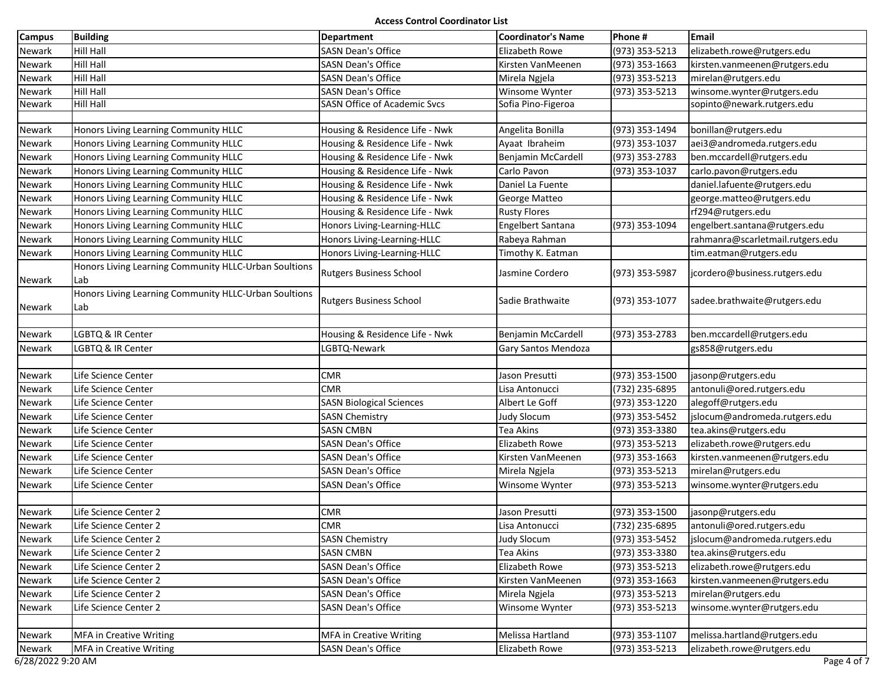**Access Control Coordinator List**

| Campus | Building | Department | Coordinator's Name | Phone # | Email |
|---|---|---|---|---|---|
| Newark | Hill Hall | SASN Dean's Office | Elizabeth Rowe | (973) 353-5213 | elizabeth.rowe@rutgers.edu |
| Newark | Hill Hall | SASN Dean's Office | Kirsten VanMeenen | (973) 353-1663 | kirsten.vanmeenen@rutgers.edu |
| Newark | Hill Hall | SASN Dean's Office | Mirela Ngjela | (973) 353-5213 | mirelan@rutgers.edu |
| Newark | Hill Hall | SASN Dean's Office | Winsome Wynter | (973) 353-5213 | winsome.wynter@rutgers.edu |
| Newark | Hill Hall | SASN Office of Academic Svcs | Sofia Pino-Figeroa | | sopinto@newark.rutgers.edu |
| | | | | | |
| Newark | Honors Living Learning Community HLLC | Housing & Residence Life - Nwk | Angelita Bonilla | (973) 353-1494 | bonillan@rutgers.edu |
| Newark | Honors Living Learning Community HLLC | Housing & Residence Life - Nwk | Ayaat Ibraheim | (973) 353-1037 | aei3@andromeda.rutgers.edu |
| Newark | Honors Living Learning Community HLLC | Housing & Residence Life - Nwk | Benjamin McCardell | (973) 353-2783 | ben.mccardell@rutgers.edu |
| Newark | Honors Living Learning Community HLLC | Housing & Residence Life - Nwk | Carlo Pavon | (973) 353-1037 | carlo.pavon@rutgers.edu |
| Newark | Honors Living Learning Community HLLC | Housing & Residence Life - Nwk | Daniel La Fuente | | daniel.lafuente@rutgers.edu |
| Newark | Honors Living Learning Community HLLC | Housing & Residence Life - Nwk | George Matteo | | george.matteo@rutgers.edu |
| Newark | Honors Living Learning Community HLLC | Housing & Residence Life - Nwk | Rusty Flores | | rf294@rutgers.edu |
| Newark | Honors Living Learning Community HLLC | Honors Living-Learning-HLLC | Engelbert Santana | (973) 353-1094 | engelbert.santana@rutgers.edu |
| Newark | Honors Living Learning Community HLLC | Honors Living-Learning-HLLC | Rabeya Rahman | | rahmanra@scarletmail.rutgers.edu |
| Newark | Honors Living Learning Community HLLC | Honors Living-Learning-HLLC | Timothy K. Eatman | | tim.eatman@rutgers.edu |
| Newark | Honors Living Learning Community HLLC-Urban Soultions Lab | Rutgers Business School | Jasmine Cordero | (973) 353-5987 | jcordero@business.rutgers.edu |
| Newark | Honors Living Learning Community HLLC-Urban Soultions Lab | Rutgers Business School | Sadie Brathwaite | (973) 353-1077 | sadee.brathwaite@rutgers.edu |
| | | | | | |
| Newark | LGBTQ & IR Center | Housing & Residence Life - Nwk | Benjamin McCardell | (973) 353-2783 | ben.mccardell@rutgers.edu |
| Newark | LGBTQ & IR Center | LGBTQ-Newark | Gary Santos Mendoza | | gs858@rutgers.edu |
| | | | | | |
| Newark | Life Science Center | CMR | Jason Presutti | (973) 353-1500 | jasonp@rutgers.edu |
| Newark | Life Science Center | CMR | Lisa Antonucci | (732) 235-6895 | antonuli@ored.rutgers.edu |
| Newark | Life Science Center | SASN Biological Sciences | Albert Le Goff | (973) 353-1220 | alegoff@rutgers.edu |
| Newark | Life Science Center | SASN Chemistry | Judy Slocum | (973) 353-5452 | jslocum@andromeda.rutgers.edu |
| Newark | Life Science Center | SASN CMBN | Tea Akins | (973) 353-3380 | tea.akins@rutgers.edu |
| Newark | Life Science Center | SASN Dean's Office | Elizabeth Rowe | (973) 353-5213 | elizabeth.rowe@rutgers.edu |
| Newark | Life Science Center | SASN Dean's Office | Kirsten VanMeenen | (973) 353-1663 | kirsten.vanmeenen@rutgers.edu |
| Newark | Life Science Center | SASN Dean's Office | Mirela Ngjela | (973) 353-5213 | mirelan@rutgers.edu |
| Newark | Life Science Center | SASN Dean's Office | Winsome Wynter | (973) 353-5213 | winsome.wynter@rutgers.edu |
| | | | | | |
| Newark | Life Science Center 2 | CMR | Jason Presutti | (973) 353-1500 | jasonp@rutgers.edu |
| Newark | Life Science Center 2 | CMR | Lisa Antonucci | (732) 235-6895 | antonuli@ored.rutgers.edu |
| Newark | Life Science Center 2 | SASN Chemistry | Judy Slocum | (973) 353-5452 | jslocum@andromeda.rutgers.edu |
| Newark | Life Science Center 2 | SASN CMBN | Tea Akins | (973) 353-3380 | tea.akins@rutgers.edu |
| Newark | Life Science Center 2 | SASN Dean's Office | Elizabeth Rowe | (973) 353-5213 | elizabeth.rowe@rutgers.edu |
| Newark | Life Science Center 2 | SASN Dean's Office | Kirsten VanMeenen | (973) 353-1663 | kirsten.vanmeenen@rutgers.edu |
| Newark | Life Science Center 2 | SASN Dean's Office | Mirela Ngjela | (973) 353-5213 | mirelan@rutgers.edu |
| Newark | Life Science Center 2 | SASN Dean's Office | Winsome Wynter | (973) 353-5213 | winsome.wynter@rutgers.edu |
| | | | | | |
| Newark | MFA in Creative Writing | MFA in Creative Writing | Melissa Hartland | (973) 353-1107 | melissa.hartland@rutgers.edu |
| Newark | MFA in Creative Writing | SASN Dean's Office | Elizabeth Rowe | (973) 353-5213 | elizabeth.rowe@rutgers.edu |

6/28/2022 9:20 AM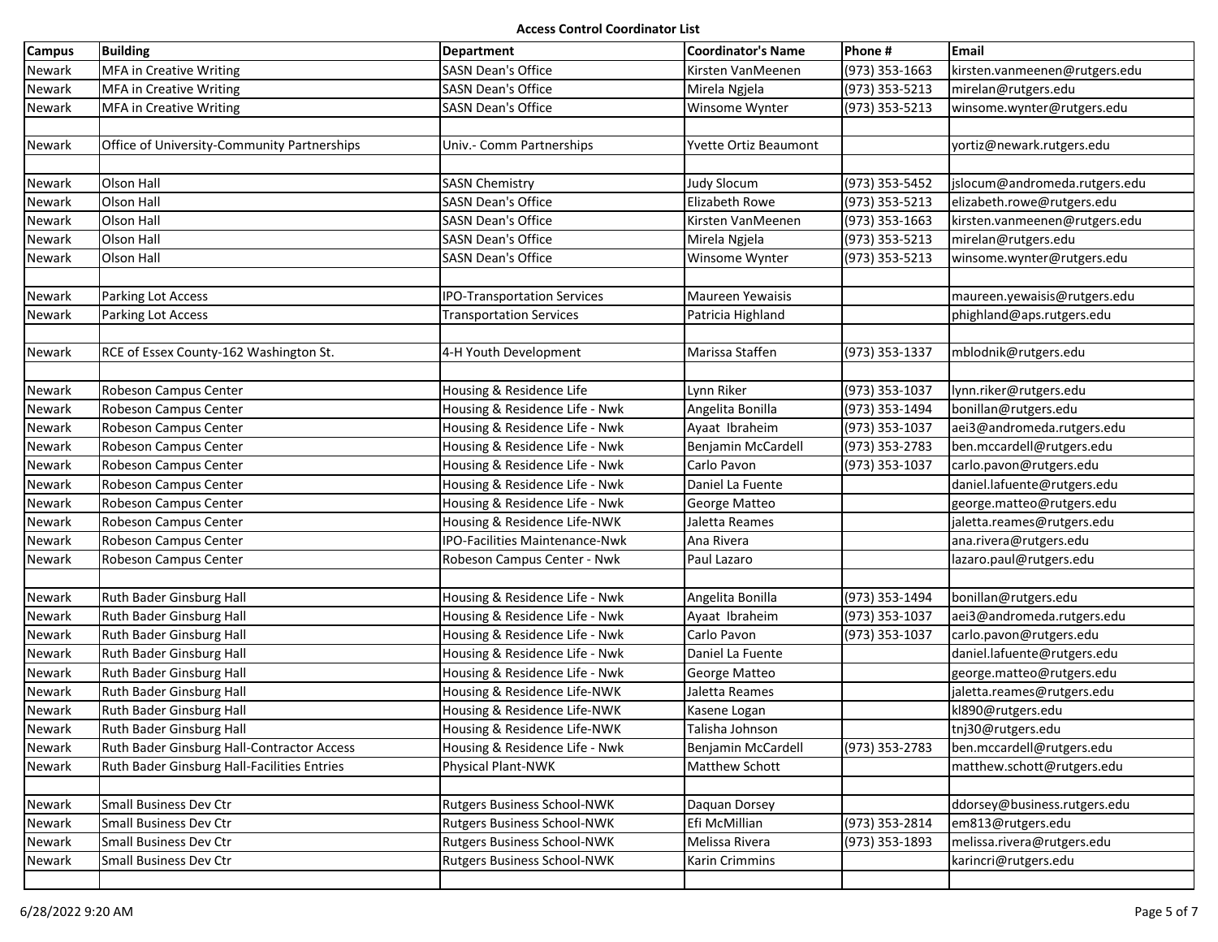**Access Control Coordinator List**

| Campus | Building | Department | Coordinator's Name | Phone # | Email |
|---|---|---|---|---|---|
| Newark | MFA in Creative Writing | SASN Dean's Office | Kirsten VanMeenen | (973) 353-1663 | kirsten.vanmeenen@rutgers.edu |
| Newark | MFA in Creative Writing | SASN Dean's Office | Mirela Ngjela | (973) 353-5213 | mirelan@rutgers.edu |
| Newark | MFA in Creative Writing | SASN Dean's Office | Winsome Wynter | (973) 353-5213 | winsome.wynter@rutgers.edu |
| | | | | | |
| Newark | Office of University-Community Partnerships | Univ.- Comm Partnerships | Yvette Ortiz Beaumont | | yortiz@newark.rutgers.edu |
| | | | | | |
| Newark | Olson Hall | SASN Chemistry | Judy Slocum | (973) 353-5452 | jslocum@andromeda.rutgers.edu |
| Newark | Olson Hall | SASN Dean's Office | Elizabeth Rowe | (973) 353-5213 | elizabeth.rowe@rutgers.edu |
| Newark | Olson Hall | SASN Dean's Office | Kirsten VanMeenen | (973) 353-1663 | kirsten.vanmeenen@rutgers.edu |
| Newark | Olson Hall | SASN Dean's Office | Mirela Ngjela | (973) 353-5213 | mirelan@rutgers.edu |
| Newark | Olson Hall | SASN Dean's Office | Winsome Wynter | (973) 353-5213 | winsome.wynter@rutgers.edu |
| | | | | | |
| Newark | Parking Lot Access | IPO-Transportation Services | Maureen Yewaisis | | maureen.yewaisis@rutgers.edu |
| Newark | Parking Lot Access | Transportation Services | Patricia Highland | | phighland@aps.rutgers.edu |
| | | | | | |
| Newark | RCE of Essex County-162 Washington St. | 4-H Youth Development | Marissa Staffen | (973) 353-1337 | mblodnik@rutgers.edu |
| | | | | | |
| Newark | Robeson Campus Center | Housing & Residence Life | Lynn Riker | (973) 353-1037 | lynn.riker@rutgers.edu |
| Newark | Robeson Campus Center | Housing & Residence Life - Nwk | Angelita Bonilla | (973) 353-1494 | bonillan@rutgers.edu |
| Newark | Robeson Campus Center | Housing & Residence Life - Nwk | Ayaat Ibraheim | (973) 353-1037 | aei3@andromeda.rutgers.edu |
| Newark | Robeson Campus Center | Housing & Residence Life - Nwk | Benjamin McCardell | (973) 353-2783 | ben.mccardell@rutgers.edu |
| Newark | Robeson Campus Center | Housing & Residence Life - Nwk | Carlo Pavon | (973) 353-1037 | carlo.pavon@rutgers.edu |
| Newark | Robeson Campus Center | Housing & Residence Life - Nwk | Daniel La Fuente | | daniel.lafuente@rutgers.edu |
| Newark | Robeson Campus Center | Housing & Residence Life - Nwk | George Matteo | | george.matteo@rutgers.edu |
| Newark | Robeson Campus Center | Housing & Residence Life-NWK | Jaletta Reames | | jaletta.reames@rutgers.edu |
| Newark | Robeson Campus Center | IPO-Facilities Maintenance-Nwk | Ana Rivera | | ana.rivera@rutgers.edu |
| Newark | Robeson Campus Center | Robeson Campus Center - Nwk | Paul Lazaro | | lazaro.paul@rutgers.edu |
| | | | | | |
| Newark | Ruth Bader Ginsburg Hall | Housing & Residence Life - Nwk | Angelita Bonilla | (973) 353-1494 | bonillan@rutgers.edu |
| Newark | Ruth Bader Ginsburg Hall | Housing & Residence Life - Nwk | Ayaat Ibraheim | (973) 353-1037 | aei3@andromeda.rutgers.edu |
| Newark | Ruth Bader Ginsburg Hall | Housing & Residence Life - Nwk | Carlo Pavon | (973) 353-1037 | carlo.pavon@rutgers.edu |
| Newark | Ruth Bader Ginsburg Hall | Housing & Residence Life - Nwk | Daniel La Fuente | | daniel.lafuente@rutgers.edu |
| Newark | Ruth Bader Ginsburg Hall | Housing & Residence Life - Nwk | George Matteo | | george.matteo@rutgers.edu |
| Newark | Ruth Bader Ginsburg Hall | Housing & Residence Life-NWK | Jaletta Reames | | jaletta.reames@rutgers.edu |
| Newark | Ruth Bader Ginsburg Hall | Housing & Residence Life-NWK | Kasene Logan | | kl890@rutgers.edu |
| Newark | Ruth Bader Ginsburg Hall | Housing & Residence Life-NWK | Talisha Johnson | | tnj30@rutgers.edu |
| Newark | Ruth Bader Ginsburg Hall-Contractor Access | Housing & Residence Life - Nwk | Benjamin McCardell | (973) 353-2783 | ben.mccardell@rutgers.edu |
| Newark | Ruth Bader Ginsburg Hall-Facilities Entries | Physical Plant-NWK | Matthew Schott | | matthew.schott@rutgers.edu |
| | | | | | |
| Newark | Small Business Dev Ctr | Rutgers Business School-NWK | Daquan Dorsey | | ddorsey@business.rutgers.edu |
| Newark | Small Business Dev Ctr | Rutgers Business School-NWK | Efi McMillian | (973) 353-2814 | em813@rutgers.edu |
| Newark | Small Business Dev Ctr | Rutgers Business School-NWK | Melissa Rivera | (973) 353-1893 | melissa.rivera@rutgers.edu |
| Newark | Small Business Dev Ctr | Rutgers Business School-NWK | Karin Crimmins | | karincri@rutgers.edu |
| | | | | | |

6/28/2022 9:20 AM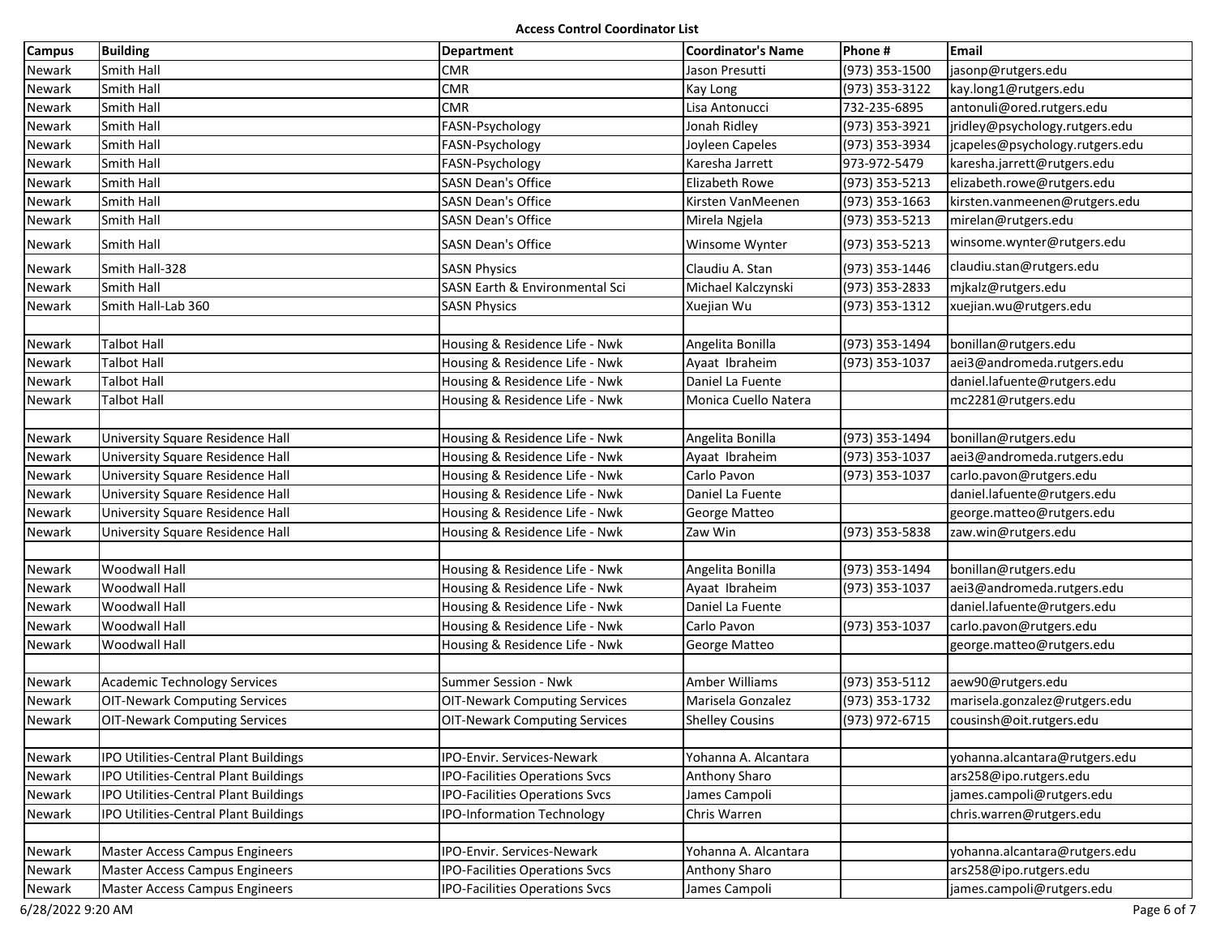**Access Control Coordinator List**

| Campus | Building | Department | Coordinator's Name | Phone # | Email |
| --- | --- | --- | --- | --- | --- |
| Newark | Smith Hall | CMR | Jason Presutti | (973) 353-1500 | jasonp@rutgers.edu |
| Newark | Smith Hall | CMR | Kay Long | (973) 353-3122 | kay.long1@rutgers.edu |
| Newark | Smith Hall | CMR | Lisa Antonucci | 732-235-6895 | antonuli@ored.rutgers.edu |
| Newark | Smith Hall | FASN-Psychology | Jonah Ridley | (973) 353-3921 | jridley@psychology.rutgers.edu |
| Newark | Smith Hall | FASN-Psychology | Joyleen Capeles | (973) 353-3934 | jcapeles@psychology.rutgers.edu |
| Newark | Smith Hall | FASN-Psychology | Karesha Jarrett | 973-972-5479 | karesha.jarrett@rutgers.edu |
| Newark | Smith Hall | SASN Dean's Office | Elizabeth Rowe | (973) 353-5213 | elizabeth.rowe@rutgers.edu |
| Newark | Smith Hall | SASN Dean's Office | Kirsten VanMeenen | (973) 353-1663 | kirsten.vanmeenen@rutgers.edu |
| Newark | Smith Hall | SASN Dean's Office | Mirela Ngjela | (973) 353-5213 | mirelan@rutgers.edu |
| Newark | Smith Hall | SASN Dean's Office | Winsome Wynter | (973) 353-5213 | winsome.wynter@rutgers.edu |
| Newark | Smith Hall-328 | SASN Physics | Claudiu A. Stan | (973) 353-1446 | claudiu.stan@rutgers.edu |
| Newark | Smith Hall | SASN Earth & Environmental Sci | Michael Kalczynski | (973) 353-2833 | mjkalz@rutgers.edu |
| Newark | Smith Hall-Lab 360 | SASN Physics | Xuejian Wu | (973) 353-1312 | xuejian.wu@rutgers.edu |
| | | | | | |
| Newark | Talbot Hall | Housing & Residence Life - Nwk | Angelita Bonilla | (973) 353-1494 | bonillan@rutgers.edu |
| Newark | Talbot Hall | Housing & Residence Life - Nwk | Ayaat Ibraheim | (973) 353-1037 | aei3@andromeda.rutgers.edu |
| Newark | Talbot Hall | Housing & Residence Life - Nwk | Daniel La Fuente | | daniel.lafuente@rutgers.edu |
| Newark | Talbot Hall | Housing & Residence Life - Nwk | Monica Cuello Natera | | mc2281@rutgers.edu |
| | | | | | |
| Newark | University Square Residence Hall | Housing & Residence Life - Nwk | Angelita Bonilla | (973) 353-1494 | bonillan@rutgers.edu |
| Newark | University Square Residence Hall | Housing & Residence Life - Nwk | Ayaat Ibraheim | (973) 353-1037 | aei3@andromeda.rutgers.edu |
| Newark | University Square Residence Hall | Housing & Residence Life - Nwk | Carlo Pavon | (973) 353-1037 | carlo.pavon@rutgers.edu |
| Newark | University Square Residence Hall | Housing & Residence Life - Nwk | Daniel La Fuente | | daniel.lafuente@rutgers.edu |
| Newark | University Square Residence Hall | Housing & Residence Life - Nwk | George Matteo | | george.matteo@rutgers.edu |
| Newark | University Square Residence Hall | Housing & Residence Life - Nwk | Zaw Win | (973) 353-5838 | zaw.win@rutgers.edu |
| | | | | | |
| Newark | Woodwall Hall | Housing & Residence Life - Nwk | Angelita Bonilla | (973) 353-1494 | bonillan@rutgers.edu |
| Newark | Woodwall Hall | Housing & Residence Life - Nwk | Ayaat Ibraheim | (973) 353-1037 | aei3@andromeda.rutgers.edu |
| Newark | Woodwall Hall | Housing & Residence Life - Nwk | Daniel La Fuente | | daniel.lafuente@rutgers.edu |
| Newark | Woodwall Hall | Housing & Residence Life - Nwk | Carlo Pavon | (973) 353-1037 | carlo.pavon@rutgers.edu |
| Newark | Woodwall Hall | Housing & Residence Life - Nwk | George Matteo | | george.matteo@rutgers.edu |
| | | | | | |
| Newark | Academic Technology Services | Summer Session - Nwk | Amber Williams | (973) 353-5112 | aew90@rutgers.edu |
| Newark | OIT-Newark Computing Services | OIT-Newark Computing Services | Marisela Gonzalez | (973) 353-1732 | marisela.gonzalez@rutgers.edu |
| Newark | OIT-Newark Computing Services | OIT-Newark Computing Services | Shelley Cousins | (973) 972-6715 | cousinsh@oit.rutgers.edu |
| | | | | | |
| Newark | IPO Utilities-Central Plant Buildings | IPO-Envir. Services-Newark | Yohanna A. Alcantara | | yohanna.alcantara@rutgers.edu |
| Newark | IPO Utilities-Central Plant Buildings | IPO-Facilities Operations Svcs | Anthony Sharo | | ars258@ipo.rutgers.edu |
| Newark | IPO Utilities-Central Plant Buildings | IPO-Facilities Operations Svcs | James Campoli | | james.campoli@rutgers.edu |
| Newark | IPO Utilities-Central Plant Buildings | IPO-Information Technology | Chris Warren | | chris.warren@rutgers.edu |
| | | | | | |
| Newark | Master Access Campus Engineers | IPO-Envir. Services-Newark | Yohanna A. Alcantara | | yohanna.alcantara@rutgers.edu |
| Newark | Master Access Campus Engineers | IPO-Facilities Operations Svcs | Anthony Sharo | | ars258@ipo.rutgers.edu |
| Newark | Master Access Campus Engineers | IPO-Facilities Operations Svcs | James Campoli | | james.campoli@rutgers.edu |

6/28/2022 9:20 AM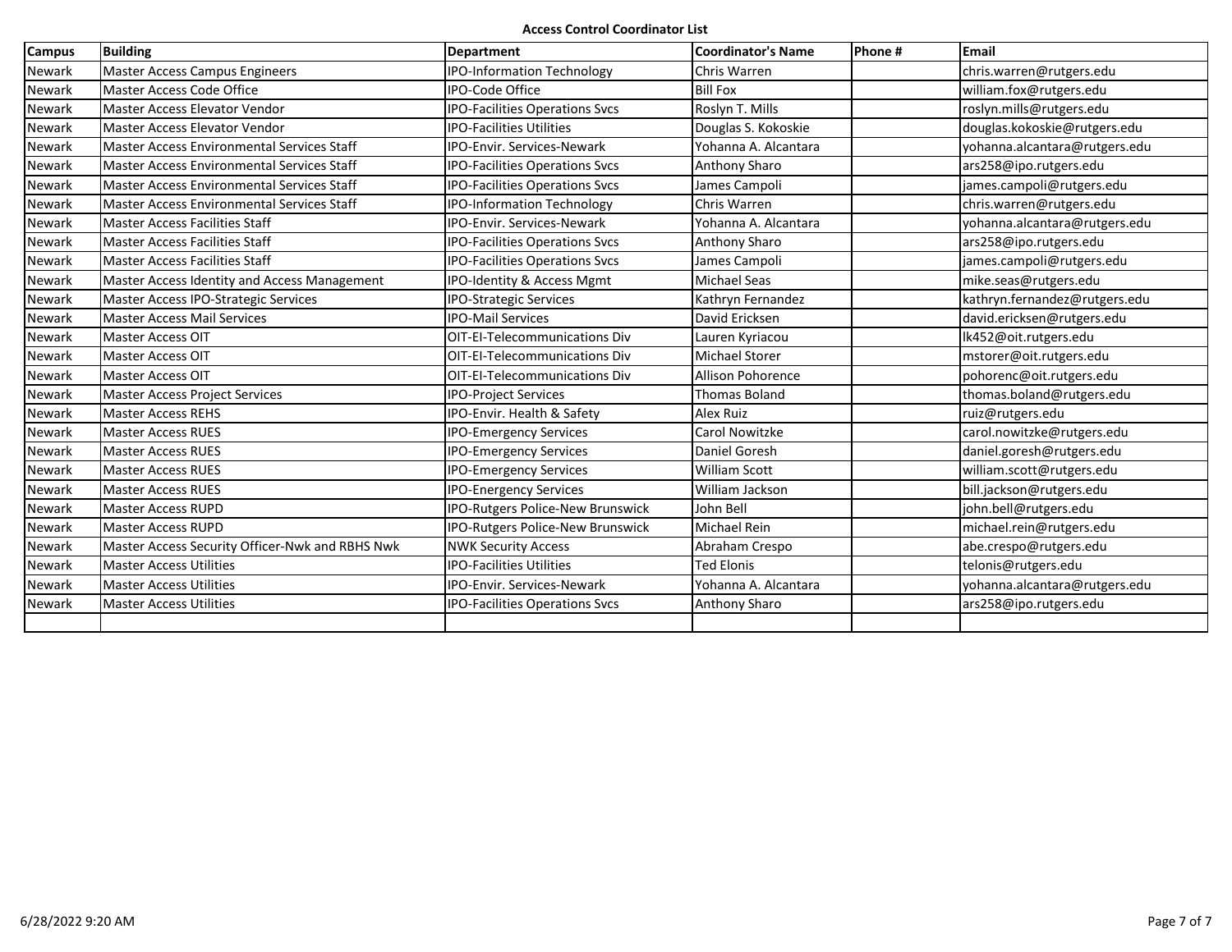**Access Control Coordinator List**

| Campus | Building | Department | Coordinator's Name | Phone # | Email |
|---|---|---|---|---|---|
| Newark | Master Access Campus Engineers | IPO-Information Technology | Chris Warren | | chris.warren@rutgers.edu |
| Newark | Master Access Code Office | IPO-Code Office | Bill Fox | | william.fox@rutgers.edu |
| Newark | Master Access Elevator Vendor | IPO-Facilities Operations Svcs | Roslyn T. Mills | | roslyn.mills@rutgers.edu |
| Newark | Master Access Elevator Vendor | IPO-Facilities Utilities | Douglas S. Kokoskie | | douglas.kokoskie@rutgers.edu |
| Newark | Master Access Environmental Services Staff | IPO-Envir. Services-Newark | Yohanna A. Alcantara | | yohanna.alcantara@rutgers.edu |
| Newark | Master Access Environmental Services Staff | IPO-Facilities Operations Svcs | Anthony Sharo | | ars258@ipo.rutgers.edu |
| Newark | Master Access Environmental Services Staff | IPO-Facilities Operations Svcs | James Campoli | | james.campoli@rutgers.edu |
| Newark | Master Access Environmental Services Staff | IPO-Information Technology | Chris Warren | | chris.warren@rutgers.edu |
| Newark | Master Access Facilities Staff | IPO-Envir. Services-Newark | Yohanna A. Alcantara | | yohanna.alcantara@rutgers.edu |
| Newark | Master Access Facilities Staff | IPO-Facilities Operations Svcs | Anthony Sharo | | ars258@ipo.rutgers.edu |
| Newark | Master Access Facilities Staff | IPO-Facilities Operations Svcs | James Campoli | | james.campoli@rutgers.edu |
| Newark | Master Access Identity and Access Management | IPO-Identity & Access Mgmt | Michael Seas | | mike.seas@rutgers.edu |
| Newark | Master Access IPO-Strategic Services | IPO-Strategic Services | Kathryn Fernandez | | kathryn.fernandez@rutgers.edu |
| Newark | Master Access Mail Services | IPO-Mail Services | David Ericksen | | david.ericksen@rutgers.edu |
| Newark | Master Access OIT | OIT-EI-Telecommunications Div | Lauren Kyriacou | | lk452@oit.rutgers.edu |
| Newark | Master Access OIT | OIT-EI-Telecommunications Div | Michael Storer | | mstorer@oit.rutgers.edu |
| Newark | Master Access OIT | OIT-EI-Telecommunications Div | Allison Pohorence | | pohorenc@oit.rutgers.edu |
| Newark | Master Access Project Services | IPO-Project Services | Thomas Boland | | thomas.boland@rutgers.edu |
| Newark | Master Access REHS | IPO-Envir. Health & Safety | Alex Ruiz | | ruiz@rutgers.edu |
| Newark | Master Access RUES | IPO-Emergency Services | Carol Nowitzke | | carol.nowitzke@rutgers.edu |
| Newark | Master Access RUES | IPO-Emergency Services | Daniel Goresh | | daniel.goresh@rutgers.edu |
| Newark | Master Access RUES | IPO-Emergency Services | William Scott | | william.scott@rutgers.edu |
| Newark | Master Access RUES | IPO-Energency Services | William Jackson | | bill.jackson@rutgers.edu |
| Newark | Master Access RUPD | IPO-Rutgers Police-New Brunswick | John Bell | | john.bell@rutgers.edu |
| Newark | Master Access RUPD | IPO-Rutgers Police-New Brunswick | Michael Rein | | michael.rein@rutgers.edu |
| Newark | Master Access Security Officer-Nwk and RBHS Nwk | NWK Security Access | Abraham Crespo | | abe.crespo@rutgers.edu |
| Newark | Master Access Utilities | IPO-Facilities Utilities | Ted Elonis | | telonis@rutgers.edu |
| Newark | Master Access Utilities | IPO-Envir. Services-Newark | Yohanna A. Alcantara | | yohanna.alcantara@rutgers.edu |
| Newark | Master Access Utilities | IPO-Facilities Operations Svcs | Anthony Sharo | | ars258@ipo.rutgers.edu |
| | | | | | |

6/28/2022 9:20 AM